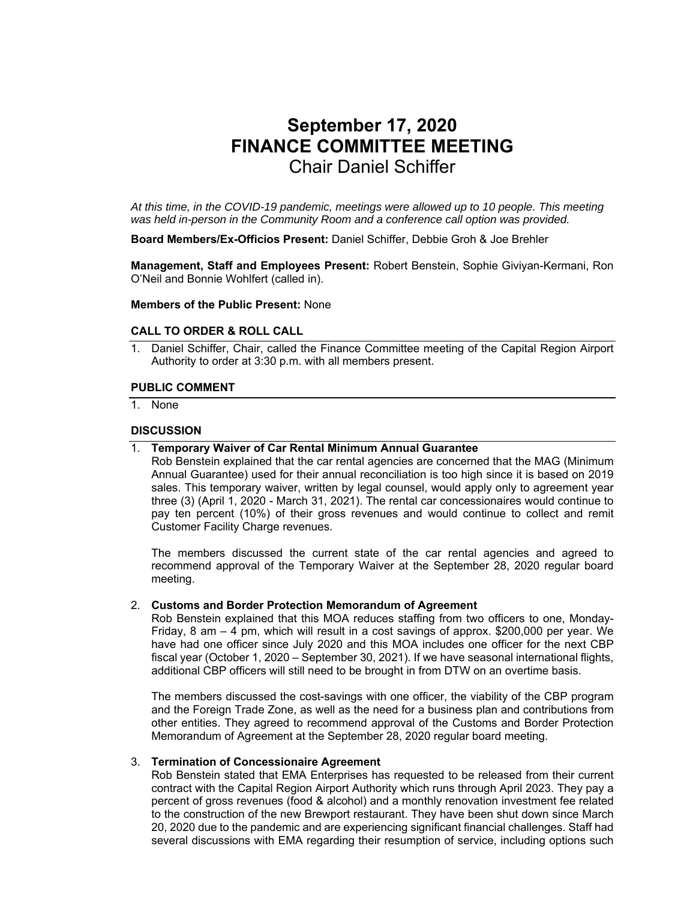# September 17, 2020
# FINANCE COMMITTEE MEETING
## Chair Daniel Schiffer

*At this time, in the COVID-19 pandemic, meetings were allowed up to 10 people. This meeting was held in-person in the Community Room and a conference call option was provided.*

**Board Members/Ex-Officios Present:** Daniel Schiffer, Debbie Groh & Joe Brehler

**Management, Staff and Employees Present:** Robert Benstein, Sophie Giviyan-Kermani, Ron O'Neil and Bonnie Wohlfert (called in).

**Members of the Public Present:** None

### CALL TO ORDER & ROLL CALL

1. Daniel Schiffer, Chair, called the Finance Committee meeting of the Capital Region Airport Authority to order at 3:30 p.m. with all members present.

### PUBLIC COMMENT

1. None

### DISCUSSION

1. **Temporary Waiver of Car Rental Minimum Annual Guarantee**
   Rob Benstein explained that the car rental agencies are concerned that the MAG (Minimum Annual Guarantee) used for their annual reconciliation is too high since it is based on 2019 sales. This temporary waiver, written by legal counsel, would apply only to agreement year three (3) (April 1, 2020 - March 31, 2021). The rental car concessionaires would continue to pay ten percent (10%) of their gross revenues and would continue to collect and remit Customer Facility Charge revenues.

   The members discussed the current state of the car rental agencies and agreed to recommend approval of the Temporary Waiver at the September 28, 2020 regular board meeting.

2. **Customs and Border Protection Memorandum of Agreement**
   Rob Benstein explained that this MOA reduces staffing from two officers to one, Monday-Friday, 8 am – 4 pm, which will result in a cost savings of approx. $200,000 per year. We have had one officer since July 2020 and this MOA includes one officer for the next CBP fiscal year (October 1, 2020 – September 30, 2021). If we have seasonal international flights, additional CBP officers will still need to be brought in from DTW on an overtime basis.

   The members discussed the cost-savings with one officer, the viability of the CBP program and the Foreign Trade Zone, as well as the need for a business plan and contributions from other entities. They agreed to recommend approval of the Customs and Border Protection Memorandum of Agreement at the September 28, 2020 regular board meeting.

3. **Termination of Concessionaire Agreement**
   Rob Benstein stated that EMA Enterprises has requested to be released from their current contract with the Capital Region Airport Authority which runs through April 2023. They pay a percent of gross revenues (food & alcohol) and a monthly renovation investment fee related to the construction of the new Brewport restaurant. They have been shut down since March 20, 2020 due to the pandemic and are experiencing significant financial challenges. Staff had several discussions with EMA regarding their resumption of service, including options such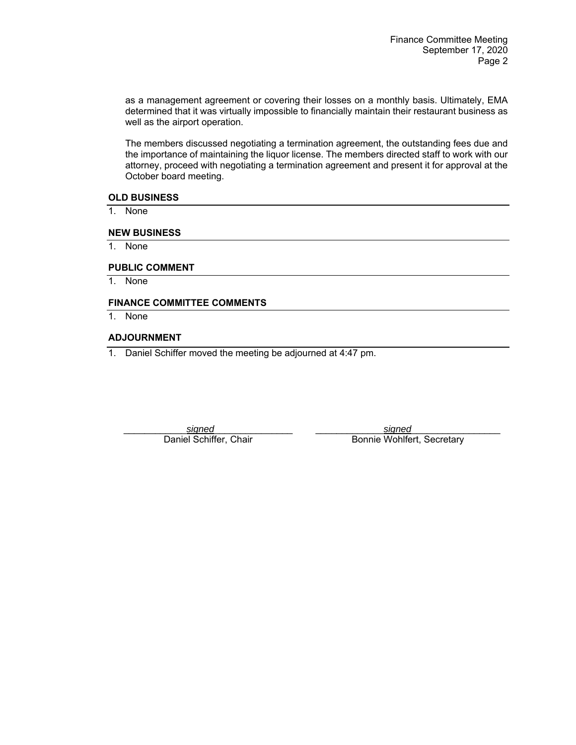as a management agreement or covering their losses on a monthly basis. Ultimately, EMA determined that it was virtually impossible to financially maintain their restaurant business as well as the airport operation.

The members discussed negotiating a termination agreement, the outstanding fees due and the importance of maintaining the liquor license. The members directed staff to work with our attorney, proceed with negotiating a termination agreement and present it for approval at the October board meeting.

**OLD BUSINESS**

1. None

**NEW BUSINESS**

1. None

**PUBLIC COMMENT**

1. None

**FINANCE COMMITTEE COMMENTS**

1. None

**ADJOURNMENT**

1. Daniel Schiffer moved the meeting be adjourned at 4:47 pm.

*signed*
Daniel Schiffer, Chair

*signed*
Bonnie Wohlfert, Secretary